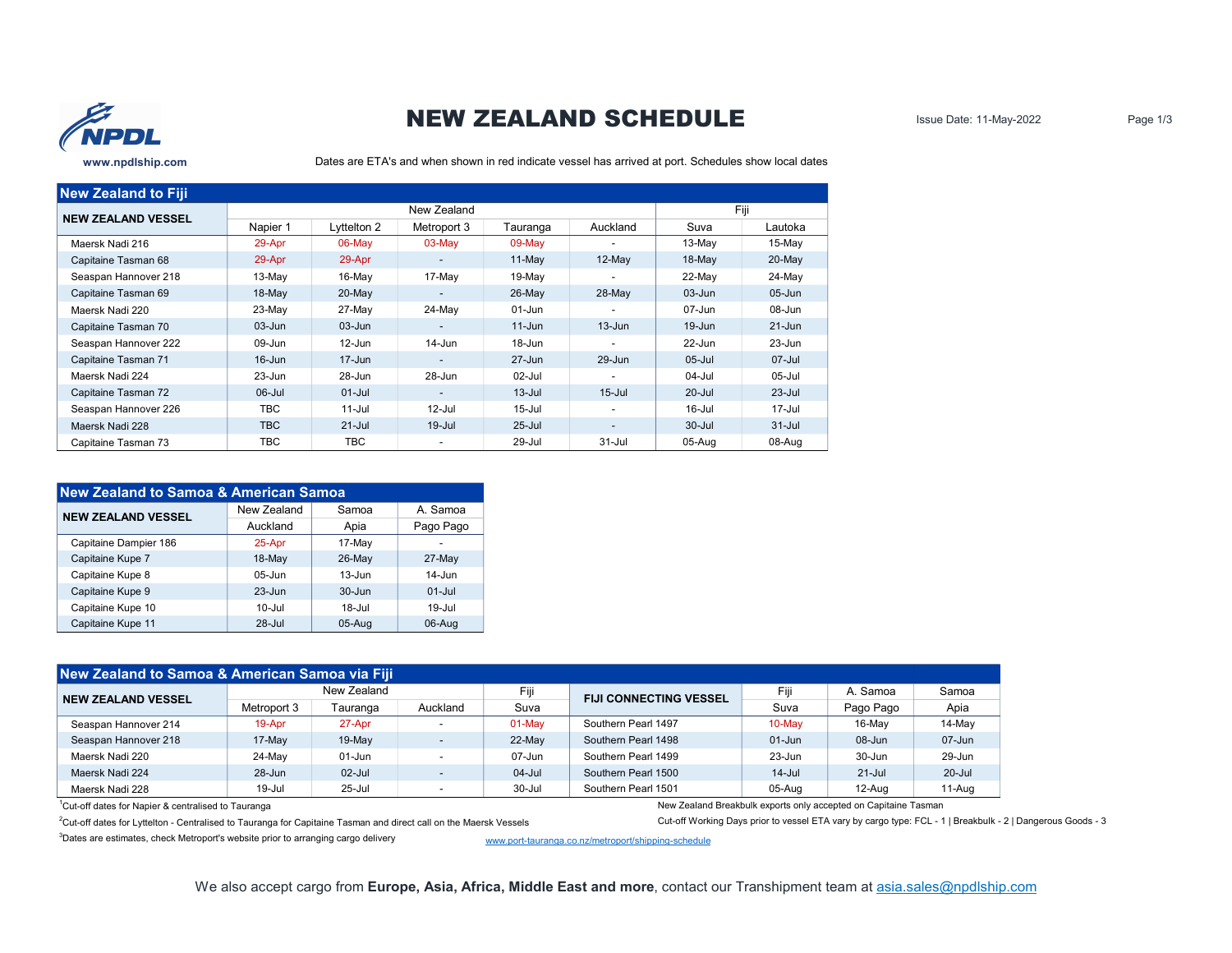NPDL

www.npdlship.com

# NEW ZEALAND SCHEDULE

Issue Date: 11-May-2022

Dates are ETA's and when shown in red indicate vessel has arrived at port. Schedules show local dates

## New Zealand to Fiji

| NEW ZEALAND VESSEL | New Zealand | | | | | Fiji | |
|---|---|---|---|---|---|---|---|
| | Napier 1 | Lyttelton 2 | Metroport 3 | Tauranga | Auckland | Suva | Lautoka |
| Maersk Nadi 216 | 29-Apr | 06-May | 03-May | 09-May | - | 13-May | 15-May |
| Capitaine Tasman 68 | 29-Apr | 29-Apr | - | 11-May | 12-May | 18-May | 20-May |
| Seaspan Hannover 218 | 13-May | 16-May | 17-May | 19-May | - | 22-May | 24-May |
| Capitaine Tasman 69 | 18-May | 20-May | - | 26-May | 28-May | 03-Jun | 05-Jun |
| Maersk Nadi 220 | 23-May | 27-May | 24-May | 01-Jun | - | 07-Jun | 08-Jun |
| Capitaine Tasman 70 | 03-Jun | 03-Jun | - | 11-Jun | 13-Jun | 19-Jun | 21-Jun |
| Seaspan Hannover 222 | 09-Jun | 12-Jun | 14-Jun | 18-Jun | - | 22-Jun | 23-Jun |
| Capitaine Tasman 71 | 16-Jun | 17-Jun | - | 27-Jun | 29-Jun | 05-Jul | 07-Jul |
| Maersk Nadi 224 | 23-Jun | 28-Jun | 28-Jun | 02-Jul | - | 04-Jul | 05-Jul |
| Capitaine Tasman 72 | 06-Jul | 01-Jul | - | 13-Jul | 15-Jul | 20-Jul | 23-Jul |
| Seaspan Hannover 226 | TBC | 11-Jul | 12-Jul | 15-Jul | - | 16-Jul | 17-Jul |
| Maersk Nadi 228 | TBC | 21-Jul | 19-Jul | 25-Jul | - | 30-Jul | 31-Jul |
| Capitaine Tasman 73 | TBC | TBC | - | 29-Jul | 31-Jul | 05-Aug | 08-Aug |

## New Zealand to Samoa & American Samoa

| NEW ZEALAND VESSEL | New Zealand | Samoa | A. Samoa |
|---|---|---|---|
| | Auckland | Apia | Pago Pago |
| Capitaine Dampier 186 | 25-Apr | 17-May | - |
| Capitaine Kupe 7 | 18-May | 26-May | 27-May |
| Capitaine Kupe 8 | 05-Jun | 13-Jun | 14-Jun |
| Capitaine Kupe 9 | 23-Jun | 30-Jun | 01-Jul |
| Capitaine Kupe 10 | 10-Jul | 18-Jul | 19-Jul |
| Capitaine Kupe 11 | 28-Jul | 05-Aug | 06-Aug |

## New Zealand to Samoa & American Samoa via Fiji

| NEW ZEALAND VESSEL | New Zealand | | | Fiji | FIJI CONNECTING VESSEL | Fiji | A. Samoa | Samoa |
|---|---|---|---|---|---|---|---|---|
| | Metroport 3 | Tauranga | Auckland | Suva | | Suva | Pago Pago | Apia |
| Seaspan Hannover 214 | 19-Apr | 27-Apr | - | 01-May | Southern Pearl 1497 | 10-May | 16-May | 14-May |
| Seaspan Hannover 218 | 17-May | 19-May | - | 22-May | Southern Pearl 1498 | 01-Jun | 08-Jun | 07-Jun |
| Maersk Nadi 220 | 24-May | 01-Jun | - | 07-Jun | Southern Pearl 1499 | 23-Jun | 30-Jun | 29-Jun |
| Maersk Nadi 224 | 28-Jun | 02-Jul | - | 04-Jul | Southern Pearl 1500 | 14-Jul | 21-Jul | 20-Jul |
| Maersk Nadi 228 | 19-Jul | 25-Jul | - | 30-Jul | Southern Pearl 1501 | 05-Aug | 12-Aug | 11-Aug |

[1]Cut-off dates for Napier & centralised to Tauranga

[2]Cut-off dates for Lyttelton - Centralised to Tauranga for Capitaine Tasman and direct call on the Maersk Vessels

[3]Dates are estimates, check Metroport's website prior to arranging cargo delivery www.port-tauranga.co.nz/metroport/shipping-schedule

New Zealand Breakbulk exports only accepted on Capitaine Tasman

Cut-off Working Days prior to vessel ETA vary by cargo type: FCL - 1 | Breakbulk - 2 | Dangerous Goods - 3

We also accept cargo from **Europe, Asia, Africa, Middle East and more**, contact our Transhipment team at asia.sales@npdlship.com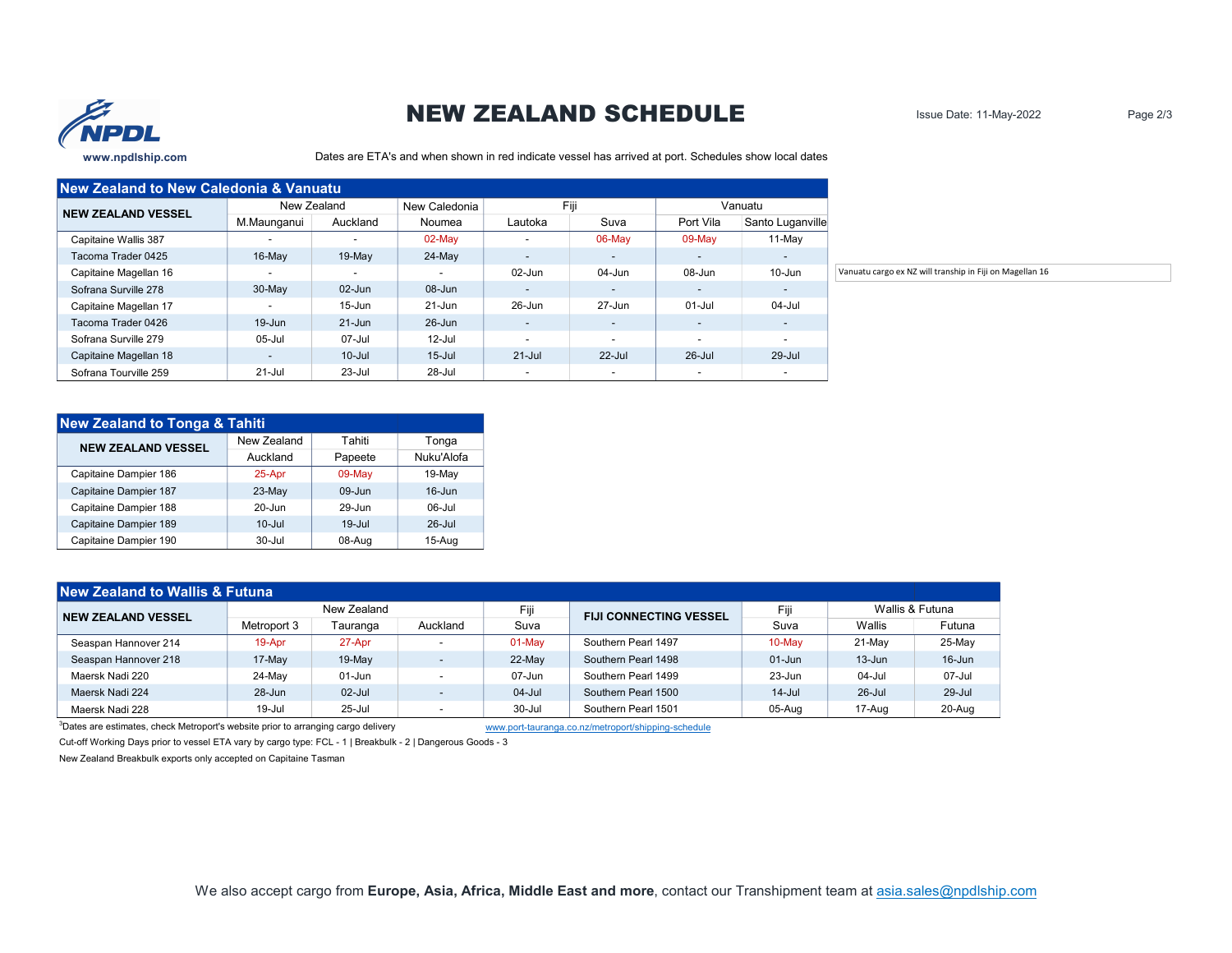www.npdlship.com

# NEW ZEALAND SCHEDULE

Issue Date: 11-May-2022

Dates are ETA's and when shown in red indicate vessel has arrived at port. Schedules show local dates

## New Zealand to New Caledonia & Vanuatu

| NEW ZEALAND VESSEL | New Zealand | | New Caledonia | Fiji | | Vanuatu | |
|---|---|---|---|---|---|---|---|
| | M.Maunganui | Auckland | Noumea | Lautoka | Suva | Port Vila | Santo Luganville |
| Capitaine Wallis 387 | - | - | 02-May | - | 06-May | 09-May | 11-May |
| Tacoma Trader 0425 | 16-May | 19-May | 24-May | - | - | - | - |
| Capitaine Magellan 16 | - | - | - | 02-Jun | 04-Jun | 08-Jun | 10-Jun |
| Sofrana Surville 278 | 30-May | 02-Jun | 08-Jun | - | - | - | - |
| Capitaine Magellan 17 | - | 15-Jun | 21-Jun | 26-Jun | 27-Jun | 01-Jul | 04-Jul |
| Tacoma Trader 0426 | 19-Jun | 21-Jun | 26-Jun | - | - | - | - |
| Sofrana Surville 279 | 05-Jul | 07-Jul | 12-Jul | - | - | - | - |
| Capitaine Magellan 18 | - | 10-Jul | 15-Jul | 21-Jul | 22-Jul | 26-Jul | 29-Jul |
| Sofrana Tourville 259 | 21-Jul | 23-Jul | 28-Jul | - | - | - | - |

Vanuatu cargo ex NZ will tranship in Fiji on Magellan 16

## New Zealand to Tonga & Tahiti

| NEW ZEALAND VESSEL | New Zealand | Tahiti | Tonga |
|---|---|---|---|
| | Auckland | Papeete | Nuku'Alofa |
| Capitaine Dampier 186 | 25-Apr | 09-May | 19-May |
| Capitaine Dampier 187 | 23-May | 09-Jun | 16-Jun |
| Capitaine Dampier 188 | 20-Jun | 29-Jun | 06-Jul |
| Capitaine Dampier 189 | 10-Jul | 19-Jul | 26-Jul |
| Capitaine Dampier 190 | 30-Jul | 08-Aug | 15-Aug |

## New Zealand to Wallis & Futuna

| NEW ZEALAND VESSEL | New Zealand | | | Fiji | FIJI CONNECTING VESSEL | Fiji | Wallis & Futuna | |
|---|---|---|---|---|---|---|---|---|
| | Metroport 3 | Tauranga | Auckland | Suva | | Suva | Wallis | Futuna |
| Seaspan Hannover 214 | 19-Apr | 27-Apr | - | 01-May | Southern Pearl 1497 | 10-May | 21-May | 25-May |
| Seaspan Hannover 218 | 17-May | 19-May | - | 22-May | Southern Pearl 1498 | 01-Jun | 13-Jun | 16-Jun |
| Maersk Nadi 220 | 24-May | 01-Jun | - | 07-Jun | Southern Pearl 1499 | 23-Jun | 04-Jul | 07-Jul |
| Maersk Nadi 224 | 28-Jun | 02-Jul | - | 04-Jul | Southern Pearl 1500 | 14-Jul | 26-Jul | 29-Jul |
| Maersk Nadi 228 | 19-Jul | 25-Jul | - | 30-Jul | Southern Pearl 1501 | 05-Aug | 17-Aug | 20-Aug |

[3]Dates are estimates, check Metroport's website prior to arranging cargo delivery www.port-tauranga.co.nz/metroport/shipping-schedule

Cut-off Working Days prior to vessel ETA vary by cargo type: FCL - 1 | Breakbulk - 2 | Dangerous Goods - 3

New Zealand Breakbulk exports only accepted on Capitaine Tasman

We also accept cargo from **Europe, Asia, Africa, Middle East and more**, contact our Transhipment team at asia.sales@npdlship.com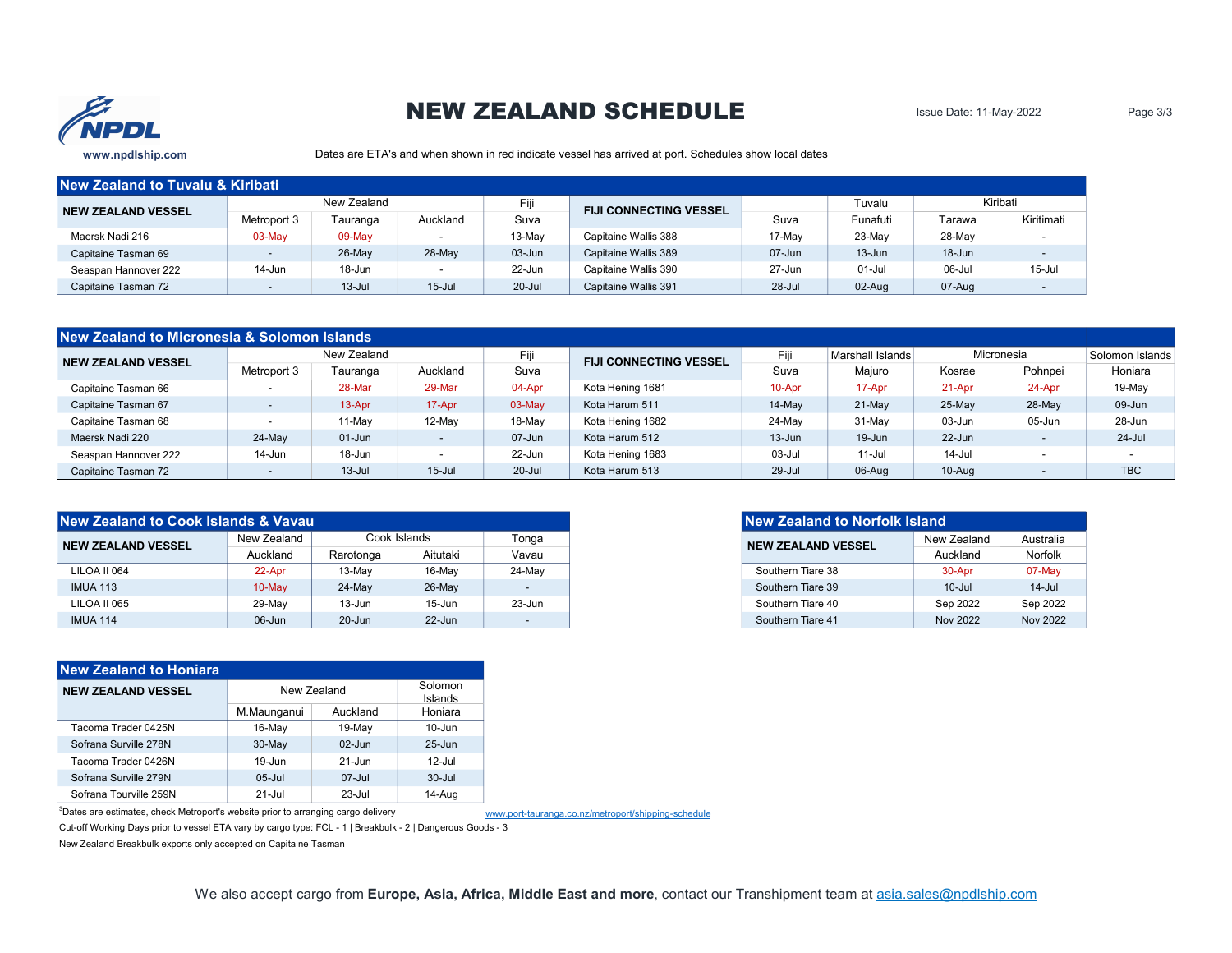# NEW ZEALAND SCHEDULE

Issue Date: 11-May-2022

www.npdlship.com

Dates are ETA's and when shown in red indicate vessel has arrived at port. Schedules show local dates

## New Zealand to Tuvalu & Kiribati

| NEW ZEALAND VESSEL | New Zealand | | | Fiji | FIJI CONNECTING VESSEL | | Tuvalu | Kiribati | |
|---|---|---|---|---|---|---|---|---|---|
| | Metroport 3 | Tauranga | Auckland | Suva | | Suva | Funafuti | Tarawa | Kiritimati |
| Maersk Nadi 216 | 03-May | 09-May | - | 13-May | Capitaine Wallis 388 | 17-May | 23-May | 28-May | - |
| Capitaine Tasman 69 | - | 26-May | 28-May | 03-Jun | Capitaine Wallis 389 | 07-Jun | 13-Jun | 18-Jun | - |
| Seaspan Hannover 222 | 14-Jun | 18-Jun | - | 22-Jun | Capitaine Wallis 390 | 27-Jun | 01-Jul | 06-Jul | 15-Jul |
| Capitaine Tasman 72 | - | 13-Jul | 15-Jul | 20-Jul | Capitaine Wallis 391 | 28-Jul | 02-Aug | 07-Aug | - |

## New Zealand to Micronesia & Solomon Islands

| NEW ZEALAND VESSEL | New Zealand | | | Fiji | FIJI CONNECTING VESSEL | Fiji | Marshall Islands | Micronesia | | Solomon Islands |
|---|---|---|---|---|---|---|---|---|---|---|
| | Metroport 3 | Tauranga | Auckland | Suva | | Suva | Majuro | Kosrae | Pohnpei | Honiara |
| Capitaine Tasman 66 | - | 28-Mar | 29-Mar | 04-Apr | Kota Hening 1681 | 10-Apr | 17-Apr | 21-Apr | 24-Apr | 19-May |
| Capitaine Tasman 67 | - | 13-Apr | 17-Apr | 03-May | Kota Harum 511 | 14-May | 21-May | 25-May | 28-May | 09-Jun |
| Capitaine Tasman 68 | - | 11-May | 12-May | 18-May | Kota Hening 1682 | 24-May | 31-May | 03-Jun | 05-Jun | 28-Jun |
| Maersk Nadi 220 | 24-May | 01-Jun | - | 07-Jun | Kota Harum 512 | 13-Jun | 19-Jun | 22-Jun | - | 24-Jul |
| Seaspan Hannover 222 | 14-Jun | 18-Jun | - | 22-Jun | Kota Hening 1683 | 03-Jul | 11-Jul | 14-Jul | - | - |
| Capitaine Tasman 72 | - | 13-Jul | 15-Jul | 20-Jul | Kota Harum 513 | 29-Jul | 06-Aug | 10-Aug | - | TBC |

## New Zealand to Cook Islands & Vavau

| NEW ZEALAND VESSEL | New Zealand | Cook Islands | | Tonga |
|---|---|---|---|---|
| | Auckland | Rarotonga | Aitutaki | Vavau |
| LILOA II 064 | 22-Apr | 13-May | 16-May | 24-May |
| IMUA 113 | 10-May | 24-May | 26-May | - |
| LILOA II 065 | 29-May | 13-Jun | 15-Jun | 23-Jun |
| IMUA 114 | 06-Jun | 20-Jun | 22-Jun | - |

## New Zealand to Norfolk Island

| NEW ZEALAND VESSEL | New Zealand | Australia |
|---|---|---|
| | Auckland | Norfolk |
| Southern Tiare 38 | 30-Apr | 07-May |
| Southern Tiare 39 | 10-Jul | 14-Jul |
| Southern Tiare 40 | Sep 2022 | Sep 2022 |
| Southern Tiare 41 | Nov 2022 | Nov 2022 |

## New Zealand to Honiara

| NEW ZEALAND VESSEL | New Zealand | | Solomon Islands |
|---|---|---|---|
| | M.Maunganui | Auckland | Honiara |
| Tacoma Trader 0425N | 16-May | 19-May | 10-Jun |
| Sofrana Surville 278N | 30-May | 02-Jun | 25-Jun |
| Tacoma Trader 0426N | 19-Jun | 21-Jun | 12-Jul |
| Sofrana Surville 279N | 05-Jul | 07-Jul | 30-Jul |
| Sofrana Tourville 259N | 21-Jul | 23-Jul | 14-Aug |

[3]Dates are estimates, check Metroport's website prior to arranging cargo delivery www.port-tauranga.co.nz/metroport/shipping-schedule

Cut-off Working Days prior to vessel ETA vary by cargo type: FCL - 1 | Breakbulk - 2 | Dangerous Goods - 3

New Zealand Breakbulk exports only accepted on Capitaine Tasman

We also accept cargo from **Europe, Asia, Africa, Middle East and more**, contact our Transhipment team at asia.sales@npdlship.com